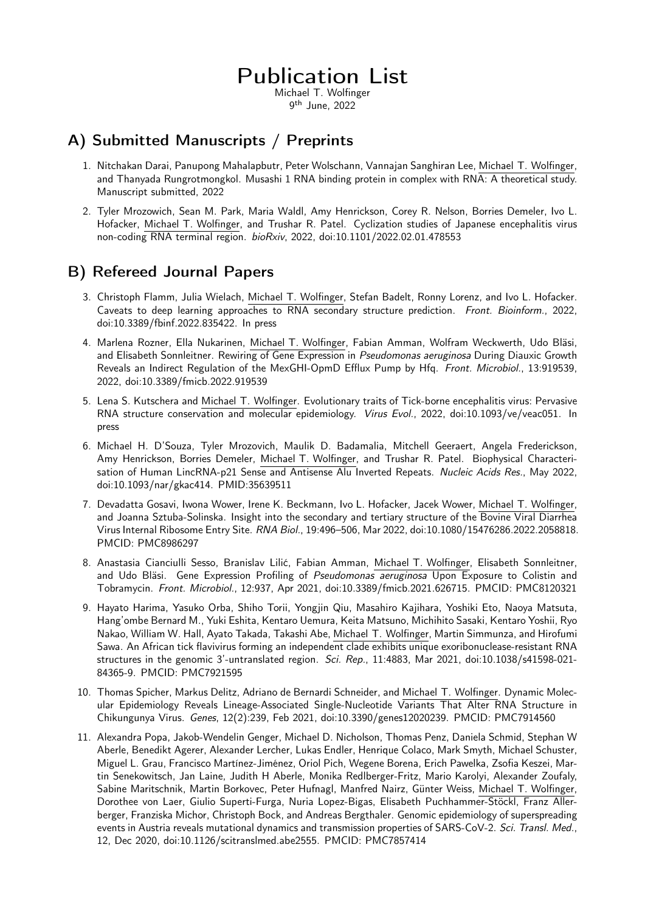# Publication List

Michael T. Wolfinger
9th June, 2022

## A) Submitted Manuscripts / Preprints

1. Nitchakan Darai, Panupong Mahalapbutr, Peter Wolschann, Vannajan Sanghiran Lee, Michael T. Wolfinger, and Thanyada Rungrotmongkol. Musashi 1 RNA binding protein in complex with RNA: A theoretical study. Manuscript submitted, 2022

2. Tyler Mrozowich, Sean M. Park, Maria Waldl, Amy Henrickson, Corey R. Nelson, Borries Demeler, Ivo L. Hofacker, Michael T. Wolfinger, and Trushar R. Patel. Cyclization studies of Japanese encephalitis virus non-coding RNA terminal region. *bioRxiv*, 2022, doi:10.1101/2022.02.01.478553

## B) Refereed Journal Papers

3. Christoph Flamm, Julia Wielach, Michael T. Wolfinger, Stefan Badelt, Ronny Lorenz, and Ivo L. Hofacker. Caveats to deep learning approaches to RNA secondary structure prediction. *Front. Bioinform.*, 2022, doi:10.3389/fbinf.2022.835422. In press

4. Marlena Rozner, Ella Nukarinen, Michael T. Wolfinger, Fabian Amman, Wolfram Weckwerth, Udo Bläsi, and Elisabeth Sonnleitner. Rewiring of Gene Expression in *Pseudomonas aeruginosa* During Diauxic Growth Reveals an Indirect Regulation of the MexGHI-OpmD Efflux Pump by Hfq. *Front. Microbiol.*, 13:919539, 2022, doi:10.3389/fmicb.2022.919539

5. Lena S. Kutschera and Michael T. Wolfinger. Evolutionary traits of Tick-borne encephalitis virus: Pervasive RNA structure conservation and molecular epidemiology. *Virus Evol.*, 2022, doi:10.1093/ve/veac051. In press

6. Michael H. D'Souza, Tyler Mrozovich, Maulik D. Badamalia, Mitchell Geeraert, Angela Frederickson, Amy Henrickson, Borries Demeler, Michael T. Wolfinger, and Trushar R. Patel. Biophysical Characterisation of Human LincRNA-p21 Sense and Antisense Alu Inverted Repeats. *Nucleic Acids Res.*, May 2022, doi:10.1093/nar/gkac414. PMID:35639511

7. Devadatta Gosavi, Iwona Wower, Irene K. Beckmann, Ivo L. Hofacker, Jacek Wower, Michael T. Wolfinger, and Joanna Sztuba-Solinska. Insight into the secondary and tertiary structure of the Bovine Viral Diarrhea Virus Internal Ribosome Entry Site. *RNA Biol.*, 19:496–506, Mar 2022, doi:10.1080/15476286.2022.2058818. PMCID: PMC8986297

8. Anastasia Cianciulli Sesso, Branislav Lilić, Fabian Amman, Michael T. Wolfinger, Elisabeth Sonnleitner, and Udo Bläsi. Gene Expression Profiling of *Pseudomonas aeruginosa* Upon Exposure to Colistin and Tobramycin. *Front. Microbiol.*, 12:937, Apr 2021, doi:10.3389/fmicb.2021.626715. PMCID: PMC8120321

9. Hayato Harima, Yasuko Orba, Shiho Torii, Yongjin Qiu, Masahiro Kajihara, Yoshiki Eto, Naoya Matsuta, Hang'ombe Bernard M., Yuki Eshita, Kentaro Uemura, Keita Matsuno, Michihito Sasaki, Kentaro Yoshii, Ryo Nakao, William W. Hall, Ayato Takada, Takashi Abe, Michael T. Wolfinger, Martin Simmunza, and Hirofumi Sawa. An African tick flavivirus forming an independent clade exhibits unique exoribonuclease-resistant RNA structures in the genomic 3'-untranslated region. *Sci. Rep.*, 11:4883, Mar 2021, doi:10.1038/s41598-021-84365-9. PMCID: PMC7921595

10. Thomas Spicher, Markus Delitz, Adriano de Bernardi Schneider, and Michael T. Wolfinger. Dynamic Molecular Epidemiology Reveals Lineage-Associated Single-Nucleotide Variants That Alter RNA Structure in Chikungunya Virus. *Genes*, 12(2):239, Feb 2021, doi:10.3390/genes12020239. PMCID: PMC7914560

11. Alexandra Popa, Jakob-Wendelin Genger, Michael D. Nicholson, Thomas Penz, Daniela Schmid, Stephan W Aberle, Benedikt Agerer, Alexander Lercher, Lukas Endler, Henrique Colaco, Mark Smyth, Michael Schuster, Miguel L. Grau, Francisco Martínez-Jiménez, Oriol Pich, Wegene Borena, Erich Pawelka, Zsofia Keszei, Martin Senekowitsch, Jan Laine, Judith H Aberle, Monika Redlberger-Fritz, Mario Karolyi, Alexander Zoufaly, Sabine Maritschnik, Martin Borkovec, Peter Hufnagl, Manfred Nairz, Günter Weiss, Michael T. Wolfinger, Dorothee von Laer, Giulio Superti-Furga, Nuria Lopez-Bigas, Elisabeth Puchhammer-Stöckl, Franz Allerberger, Franziska Michor, Christoph Bock, and Andreas Bergthaler. Genomic epidemiology of superspreading events in Austria reveals mutational dynamics and transmission properties of SARS-CoV-2. *Sci. Transl. Med.*, 12, Dec 2020, doi:10.1126/scitranslmed.abe2555. PMCID: PMC7857414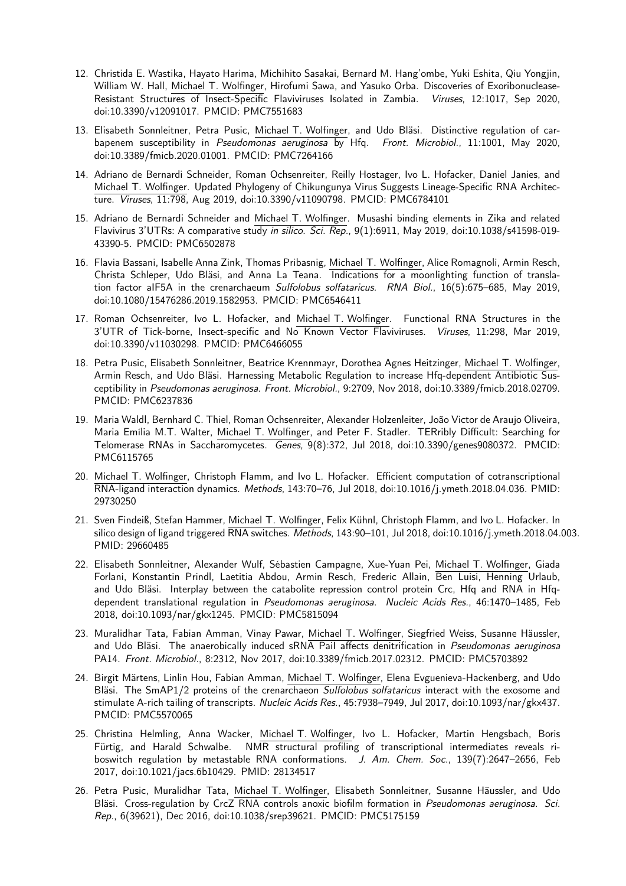12. Christida E. Wastika, Hayato Harima, Michihito Sasakai, Bernard M. Hang'ombe, Yuki Eshita, Qiu Yongjin, William W. Hall, Michael T. Wolfinger, Hirofumi Sawa, and Yasuko Orba. Discoveries of Exoribonuclease-Resistant Structures of Insect-Specific Flaviviruses Isolated in Zambia. *Viruses*, 12:1017, Sep 2020, doi:10.3390/v12091017. PMCID: PMC7551683

13. Elisabeth Sonnleitner, Petra Pusic, Michael T. Wolfinger, and Udo Bläsi. Distinctive regulation of carbapenem susceptibility in *Pseudomonas aeruginosa* by Hfq. *Front. Microbiol.*, 11:1001, May 2020, doi:10.3389/fmicb.2020.01001. PMCID: PMC7264166

14. Adriano de Bernardi Schneider, Roman Ochsenreiter, Reilly Hostager, Ivo L. Hofacker, Daniel Janies, and Michael T. Wolfinger. Updated Phylogeny of Chikungunya Virus Suggests Lineage-Specific RNA Architecture. *Viruses*, 11:798, Aug 2019, doi:10.3390/v11090798. PMCID: PMC6784101

15. Adriano de Bernardi Schneider and Michael T. Wolfinger. Musashi binding elements in Zika and related Flavivirus 3'UTRs: A comparative study *in silico*. *Sci. Rep.*, 9(1):6911, May 2019, doi:10.1038/s41598-019-43390-5. PMCID: PMC6502878

16. Flavia Bassani, Isabelle Anna Zink, Thomas Pribasnig, Michael T. Wolfinger, Alice Romagnoli, Armin Resch, Christa Schleper, Udo Bläsi, and Anna La Teana. Indications for a moonlighting function of translation factor aIF5A in the crenarchaeum *Sulfolobus solfataricus*. *RNA Biol.*, 16(5):675–685, May 2019, doi:10.1080/15476286.2019.1582953. PMCID: PMC6546411

17. Roman Ochsenreiter, Ivo L. Hofacker, and Michael T. Wolfinger. Functional RNA Structures in the 3'UTR of Tick-borne, Insect-specific and No Known Vector Flaviviruses. *Viruses*, 11:298, Mar 2019, doi:10.3390/v11030298. PMCID: PMC6466055

18. Petra Pusic, Elisabeth Sonnleitner, Beatrice Krennmayr, Dorothea Agnes Heitzinger, Michael T. Wolfinger, Armin Resch, and Udo Bläsi. Harnessing Metabolic Regulation to increase Hfq-dependent Antibiotic Susceptibility in *Pseudomonas aeruginosa*. *Front. Microbiol.*, 9:2709, Nov 2018, doi:10.3389/fmicb.2018.02709. PMCID: PMC6237836

19. Maria Waldl, Bernhard C. Thiel, Roman Ochsenreiter, Alexander Holzenleiter, João Victor de Araujo Oliveira, Maria Emília M.T. Walter, Michael T. Wolfinger, and Peter F. Stadler. TERribly Difficult: Searching for Telomerase RNAs in Saccharomycetes. *Genes*, 9(8):372, Jul 2018, doi:10.3390/genes9080372. PMCID: PMC6115765

20. Michael T. Wolfinger, Christoph Flamm, and Ivo L. Hofacker. Efficient computation of cotranscriptional RNA-ligand interaction dynamics. *Methods*, 143:70–76, Jul 2018, doi:10.1016/j.ymeth.2018.04.036. PMID: 29730250

21. Sven Findeiß, Stefan Hammer, Michael T. Wolfinger, Felix Kühnl, Christoph Flamm, and Ivo L. Hofacker. In silico design of ligand triggered RNA switches. *Methods*, 143:90–101, Jul 2018, doi:10.1016/j.ymeth.2018.04.003. PMID: 29660485

22. Elisabeth Sonnleitner, Alexander Wulf, Sébastien Campagne, Xue-Yuan Pei, Michael T. Wolfinger, Giada Forlani, Konstantin Prindl, Laetitia Abdou, Armin Resch, Frederic Allain, Ben Luisi, Henning Urlaub, and Udo Bläsi. Interplay between the catabolite repression control protein Crc, Hfq and RNA in Hfq-dependent translational regulation in *Pseudomonas aeruginosa*. *Nucleic Acids Res.*, 46:1470–1485, Feb 2018, doi:10.1093/nar/gkx1245. PMCID: PMC5815094

23. Muralidhar Tata, Fabian Amman, Vinay Pawar, Michael T. Wolfinger, Siegfried Weiss, Susanne Häussler, and Udo Bläsi. The anaerobically induced sRNA PaiI affects denitrification in *Pseudomonas aeruginosa* PA14. *Front. Microbiol.*, 8:2312, Nov 2017, doi:10.3389/fmicb.2017.02312. PMCID: PMC5703892

24. Birgit Märtens, Linlin Hou, Fabian Amman, Michael T. Wolfinger, Elena Evguenieva-Hackenberg, and Udo Bläsi. The SmAP1/2 proteins of the crenarchaeon *Sulfolobus solfataricus* interact with the exosome and stimulate A-rich tailing of transcripts. *Nucleic Acids Res.*, 45:7938–7949, Jul 2017, doi:10.1093/nar/gkx437. PMCID: PMC5570065

25. Christina Helmling, Anna Wacker, Michael T. Wolfinger, Ivo L. Hofacker, Martin Hengsbach, Boris Fürtig, and Harald Schwalbe. NMR structural profiling of transcriptional intermediates reveals riboswitch regulation by metastable RNA conformations. *J. Am. Chem. Soc.*, 139(7):2647–2656, Feb 2017, doi:10.1021/jacs.6b10429. PMID: 28134517

26. Petra Pusic, Muralidhar Tata, Michael T. Wolfinger, Elisabeth Sonnleitner, Susanne Häussler, and Udo Bläsi. Cross-regulation by CrcZ RNA controls anoxic biofilm formation in *Pseudomonas aeruginosa*. *Sci. Rep.*, 6(39621), Dec 2016, doi:10.1038/srep39621. PMCID: PMC5175159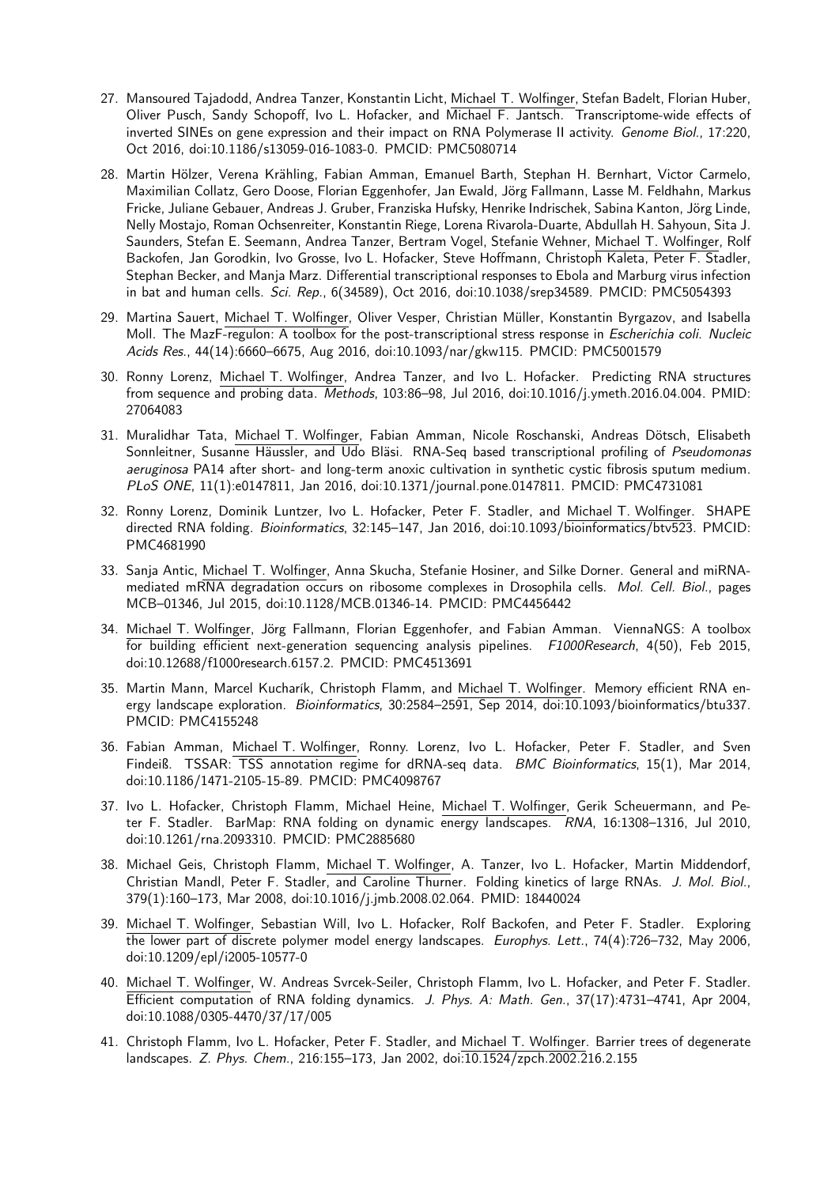27. Mansoured Tajadodd, Andrea Tanzer, Konstantin Licht, Michael T. Wolfinger, Stefan Badelt, Florian Huber, Oliver Pusch, Sandy Schopoff, Ivo L. Hofacker, and Michael F. Jantsch. Transcriptome-wide effects of inverted SINEs on gene expression and their impact on RNA Polymerase II activity. *Genome Biol.*, 17:220, Oct 2016, doi:10.1186/s13059-016-1083-0. PMCID: PMC5080714

28. Martin Hölzer, Verena Krähling, Fabian Amman, Emanuel Barth, Stephan H. Bernhart, Victor Carmelo, Maximilian Collatz, Gero Doose, Florian Eggenhofer, Jan Ewald, Jörg Fallmann, Lasse M. Feldhahn, Markus Fricke, Juliane Gebauer, Andreas J. Gruber, Franziska Hufsky, Henrike Indrischek, Sabina Kanton, Jörg Linde, Nelly Mostajo, Roman Ochsenreiter, Konstantin Riege, Lorena Rivarola-Duarte, Abdullah H. Sahyoun, Sita J. Saunders, Stefan E. Seemann, Andrea Tanzer, Bertram Vogel, Stefanie Wehner, Michael T. Wolfinger, Rolf Backofen, Jan Gorodkin, Ivo Grosse, Ivo L. Hofacker, Steve Hoffmann, Christoph Kaleta, Peter F. Stadler, Stephan Becker, and Manja Marz. Differential transcriptional responses to Ebola and Marburg virus infection in bat and human cells. *Sci. Rep.*, 6(34589), Oct 2016, doi:10.1038/srep34589. PMCID: PMC5054393

29. Martina Sauert, Michael T. Wolfinger, Oliver Vesper, Christian Müller, Konstantin Byrgazov, and Isabella Moll. The MazF-regulon: A toolbox for the post-transcriptional stress response in *Escherichia coli*. *Nucleic Acids Res.*, 44(14):6660–6675, Aug 2016, doi:10.1093/nar/gkw115. PMCID: PMC5001579

30. Ronny Lorenz, Michael T. Wolfinger, Andrea Tanzer, and Ivo L. Hofacker. Predicting RNA structures from sequence and probing data. *Methods*, 103:86–98, Jul 2016, doi:10.1016/j.ymeth.2016.04.004. PMID: 27064083

31. Muralidhar Tata, Michael T. Wolfinger, Fabian Amman, Nicole Roschanski, Andreas Dötsch, Elisabeth Sonnleitner, Susanne Häussler, and Udo Bläsi. RNA-Seq based transcriptional profiling of *Pseudomonas aeruginosa* PA14 after short- and long-term anoxic cultivation in synthetic cystic fibrosis sputum medium. *PLoS ONE*, 11(1):e0147811, Jan 2016, doi:10.1371/journal.pone.0147811. PMCID: PMC4731081

32. Ronny Lorenz, Dominik Luntzer, Ivo L. Hofacker, Peter F. Stadler, and Michael T. Wolfinger. SHAPE directed RNA folding. *Bioinformatics*, 32:145–147, Jan 2016, doi:10.1093/bioinformatics/btv523. PMCID: PMC4681990

33. Sanja Antic, Michael T. Wolfinger, Anna Skucha, Stefanie Hosiner, and Silke Dorner. General and miRNA-mediated mRNA degradation occurs on ribosome complexes in Drosophila cells. *Mol. Cell. Biol.*, pages MCB–01346, Jul 2015, doi:10.1128/MCB.01346-14. PMCID: PMC4456442

34. Michael T. Wolfinger, Jörg Fallmann, Florian Eggenhofer, and Fabian Amman. ViennaNGS: A toolbox for building efficient next-generation sequencing analysis pipelines. *F1000Research*, 4(50), Feb 2015, doi:10.12688/f1000research.6157.2. PMCID: PMC4513691

35. Martin Mann, Marcel Kucharík, Christoph Flamm, and Michael T. Wolfinger. Memory efficient RNA energy landscape exploration. *Bioinformatics*, 30:2584–2591, Sep 2014, doi:10.1093/bioinformatics/btu337. PMCID: PMC4155248

36. Fabian Amman, Michael T. Wolfinger, Ronny. Lorenz, Ivo L. Hofacker, Peter F. Stadler, and Sven Findeiß. TSSAR: TSS annotation regime for dRNA-seq data. *BMC Bioinformatics*, 15(1), Mar 2014, doi:10.1186/1471-2105-15-89. PMCID: PMC4098767

37. Ivo L. Hofacker, Christoph Flamm, Michael Heine, Michael T. Wolfinger, Gerik Scheuermann, and Peter F. Stadler. BarMap: RNA folding on dynamic energy landscapes. *RNA*, 16:1308–1316, Jul 2010, doi:10.1261/rna.2093310. PMCID: PMC2885680

38. Michael Geis, Christoph Flamm, Michael T. Wolfinger, A. Tanzer, Ivo L. Hofacker, Martin Middendorf, Christian Mandl, Peter F. Stadler, and Caroline Thurner. Folding kinetics of large RNAs. *J. Mol. Biol.*, 379(1):160–173, Mar 2008, doi:10.1016/j.jmb.2008.02.064. PMID: 18440024

39. Michael T. Wolfinger, Sebastian Will, Ivo L. Hofacker, Rolf Backofen, and Peter F. Stadler. Exploring the lower part of discrete polymer model energy landscapes. *Europhys. Lett.*, 74(4):726–732, May 2006, doi:10.1209/epl/i2005-10577-0

40. Michael T. Wolfinger, W. Andreas Svrcek-Seiler, Christoph Flamm, Ivo L. Hofacker, and Peter F. Stadler. Efficient computation of RNA folding dynamics. *J. Phys. A: Math. Gen.*, 37(17):4731–4741, Apr 2004, doi:10.1088/0305-4470/37/17/005

41. Christoph Flamm, Ivo L. Hofacker, Peter F. Stadler, and Michael T. Wolfinger. Barrier trees of degenerate landscapes. *Z. Phys. Chem.*, 216:155–173, Jan 2002, doi:10.1524/zpch.2002.216.2.155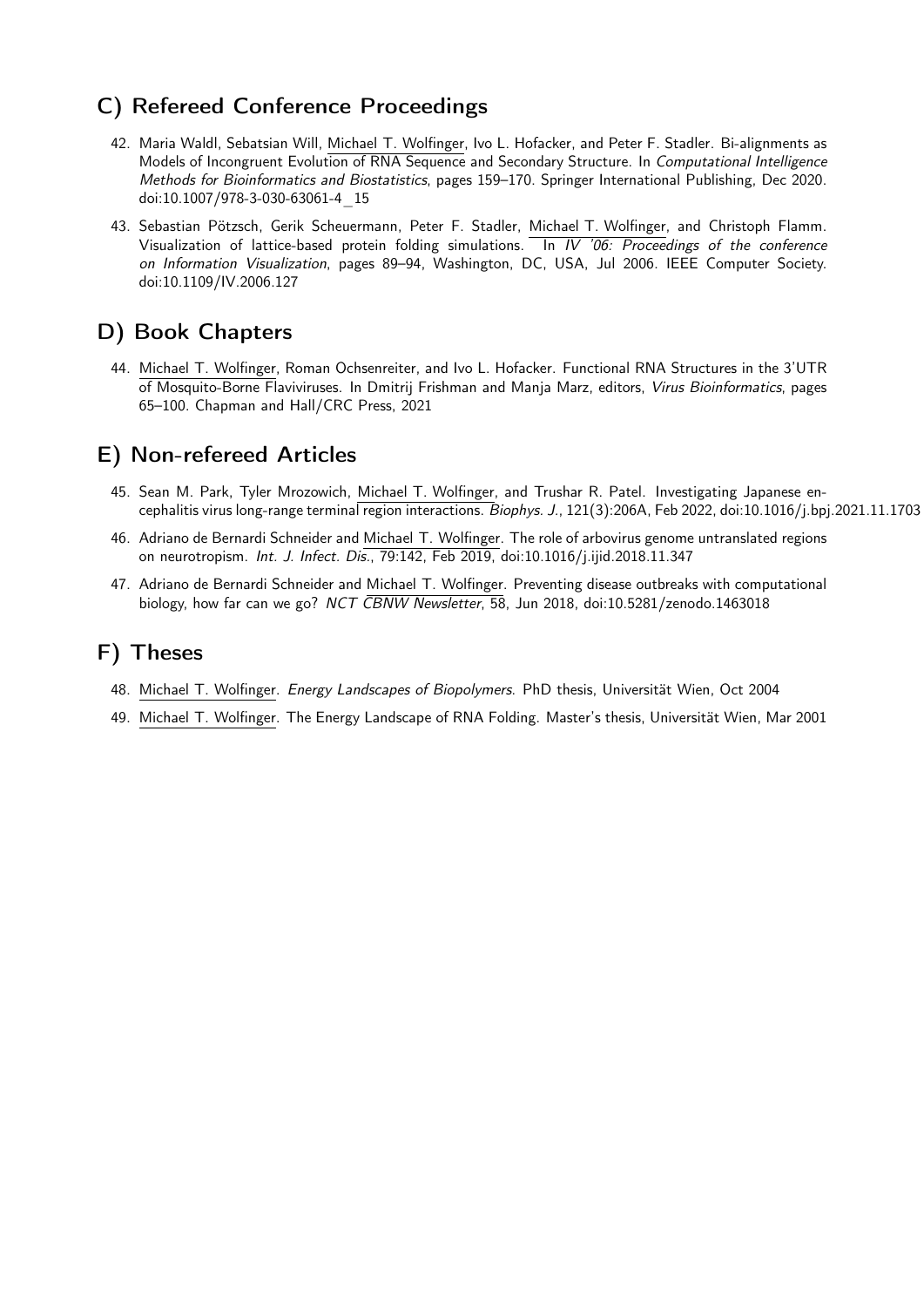## C) Refereed Conference Proceedings

42. Maria Waldl, Sebatsian Will, Michael T. Wolfinger, Ivo L. Hofacker, and Peter F. Stadler. Bi-alignments as Models of Incongruent Evolution of RNA Sequence and Secondary Structure. In *Computational Intelligence Methods for Bioinformatics and Biostatistics*, pages 159–170. Springer International Publishing, Dec 2020. doi:10.1007/978-3-030-63061-4_15

43. Sebastian Pötzsch, Gerik Scheuermann, Peter F. Stadler, Michael T. Wolfinger, and Christoph Flamm. Visualization of lattice-based protein folding simulations. In *IV '06: Proceedings of the conference on Information Visualization*, pages 89–94, Washington, DC, USA, Jul 2006. IEEE Computer Society. doi:10.1109/IV.2006.127

## D) Book Chapters

44. Michael T. Wolfinger, Roman Ochsenreiter, and Ivo L. Hofacker. Functional RNA Structures in the 3'UTR of Mosquito-Borne Flaviviruses. In Dmitrij Frishman and Manja Marz, editors, *Virus Bioinformatics*, pages 65–100. Chapman and Hall/CRC Press, 2021

## E) Non-refereed Articles

45. Sean M. Park, Tyler Mrozowich, Michael T. Wolfinger, and Trushar R. Patel. Investigating Japanese encephalitis virus long-range terminal region interactions. *Biophys. J.*, 121(3):206A, Feb 2022, doi:10.1016/j.bpj.2021.11.1703

46. Adriano de Bernardi Schneider and Michael T. Wolfinger. The role of arbovirus genome untranslated regions on neurotropism. *Int. J. Infect. Dis.*, 79:142, Feb 2019, doi:10.1016/j.ijid.2018.11.347

47. Adriano de Bernardi Schneider and Michael T. Wolfinger. Preventing disease outbreaks with computational biology, how far can we go? *NCT CBNW Newsletter*, 58, Jun 2018, doi:10.5281/zenodo.1463018

## F) Theses

48. Michael T. Wolfinger. *Energy Landscapes of Biopolymers*. PhD thesis, Universität Wien, Oct 2004

49. Michael T. Wolfinger. The Energy Landscape of RNA Folding. Master's thesis, Universität Wien, Mar 2001